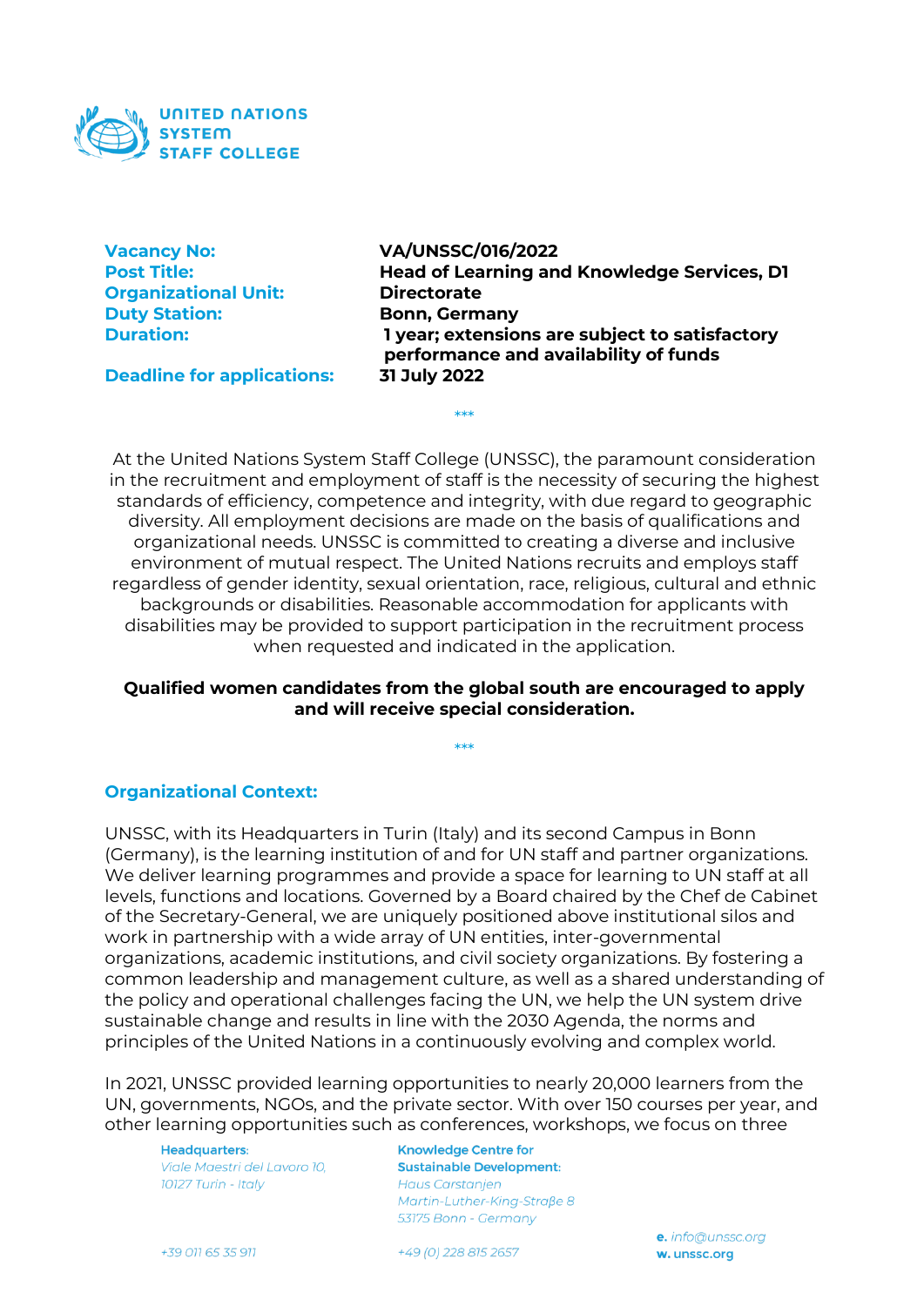UNITED NATIONS SYSTEM STAFF COLLEGE

| | |
|---|---|
| **Vacancy No:** | **VA/UNSSC/016/2022** |
| **Post Title:** | **Head of Learning and Knowledge Services, D1** |
| **Organizational Unit:** | **Directorate** |
| **Duty Station:** | **Bonn, Germany** |
| **Duration:** | **1 year; extensions are subject to satisfactory performance and availability of funds** |
| **Deadline for applications:** | **31 July 2022** |

\*\*\*

At the United Nations System Staff College (UNSSC), the paramount consideration in the recruitment and employment of staff is the necessity of securing the highest standards of efficiency, competence and integrity, with due regard to geographic diversity. All employment decisions are made on the basis of qualifications and organizational needs. UNSSC is committed to creating a diverse and inclusive environment of mutual respect. The United Nations recruits and employs staff regardless of gender identity, sexual orientation, race, religious, cultural and ethnic backgrounds or disabilities. Reasonable accommodation for applicants with disabilities may be provided to support participation in the recruitment process when requested and indicated in the application.

**Qualified women candidates from the global south are encouraged to apply and will receive special consideration.**

\*\*\*

## Organizational Context:

UNSSC, with its Headquarters in Turin (Italy) and its second Campus in Bonn (Germany), is the learning institution of and for UN staff and partner organizations. We deliver learning programmes and provide a space for learning to UN staff at all levels, functions and locations. Governed by a Board chaired by the Chef de Cabinet of the Secretary-General, we are uniquely positioned above institutional silos and work in partnership with a wide array of UN entities, inter-governmental organizations, academic institutions, and civil society organizations. By fostering a common leadership and management culture, as well as a shared understanding of the policy and operational challenges facing the UN, we help the UN system drive sustainable change and results in line with the 2030 Agenda, the norms and principles of the United Nations in a continuously evolving and complex world.

In 2021, UNSSC provided learning opportunities to nearly 20,000 learners from the UN, governments, NGOs, and the private sector. With over 150 courses per year, and other learning opportunities such as conferences, workshops, we focus on three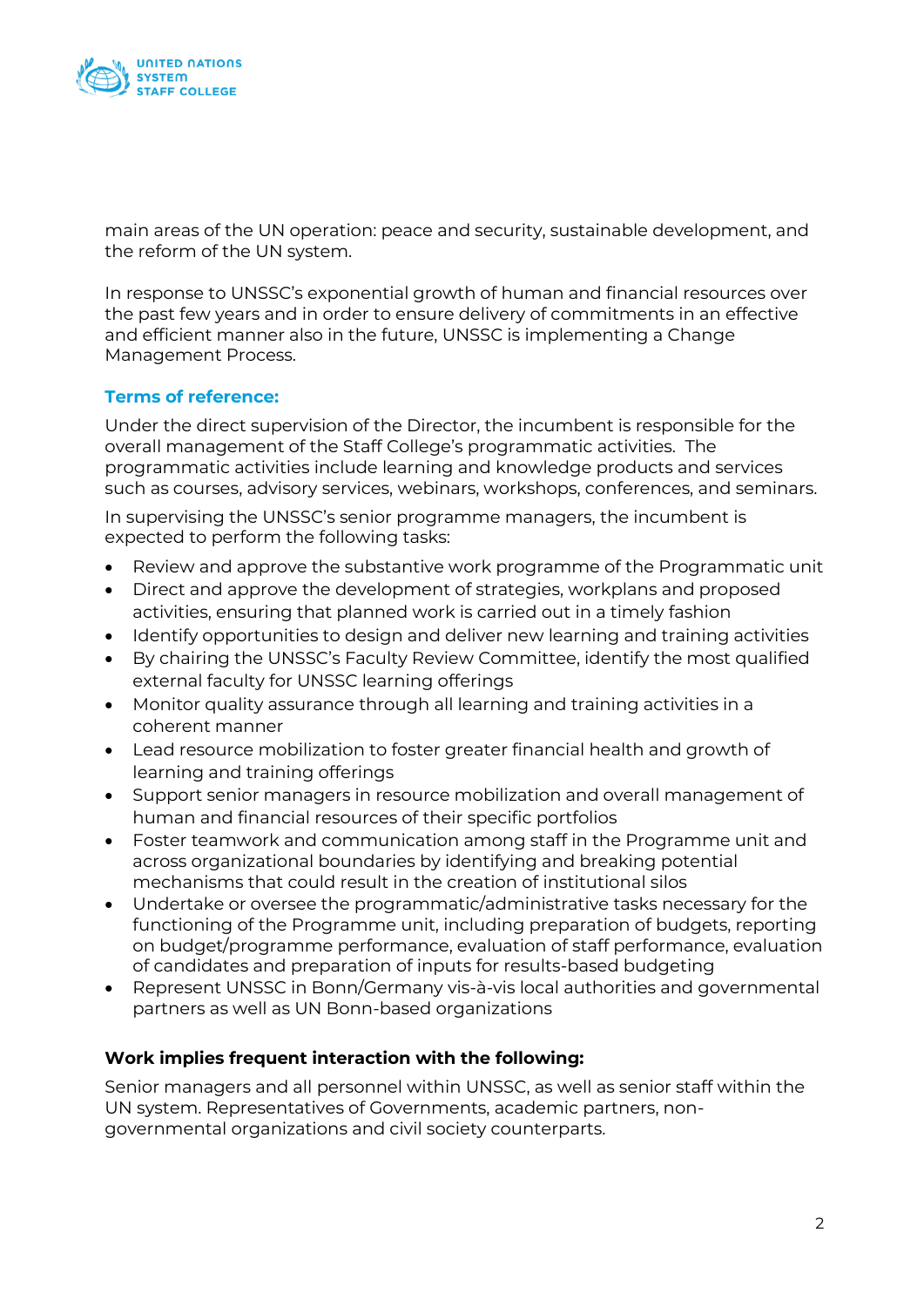main areas of the UN operation: peace and security, sustainable development, and the reform of the UN system.

In response to UNSSC's exponential growth of human and financial resources over the past few years and in order to ensure delivery of commitments in an effective and efficient manner also in the future, UNSSC is implementing a Change Management Process.

### Terms of reference:

Under the direct supervision of the Director, the incumbent is responsible for the overall management of the Staff College's programmatic activities. The programmatic activities include learning and knowledge products and services such as courses, advisory services, webinars, workshops, conferences, and seminars.

In supervising the UNSSC's senior programme managers, the incumbent is expected to perform the following tasks:

- Review and approve the substantive work programme of the Programmatic unit
- Direct and approve the development of strategies, workplans and proposed activities, ensuring that planned work is carried out in a timely fashion
- Identify opportunities to design and deliver new learning and training activities
- By chairing the UNSSC's Faculty Review Committee, identify the most qualified external faculty for UNSSC learning offerings
- Monitor quality assurance through all learning and training activities in a coherent manner
- Lead resource mobilization to foster greater financial health and growth of learning and training offerings
- Support senior managers in resource mobilization and overall management of human and financial resources of their specific portfolios
- Foster teamwork and communication among staff in the Programme unit and across organizational boundaries by identifying and breaking potential mechanisms that could result in the creation of institutional silos
- Undertake or oversee the programmatic/administrative tasks necessary for the functioning of the Programme unit, including preparation of budgets, reporting on budget/programme performance, evaluation of staff performance, evaluation of candidates and preparation of inputs for results-based budgeting
- Represent UNSSC in Bonn/Germany vis-à-vis local authorities and governmental partners as well as UN Bonn-based organizations

**Work implies frequent interaction with the following:**

Senior managers and all personnel within UNSSC, as well as senior staff within the UN system. Representatives of Governments, academic partners, non-governmental organizations and civil society counterparts.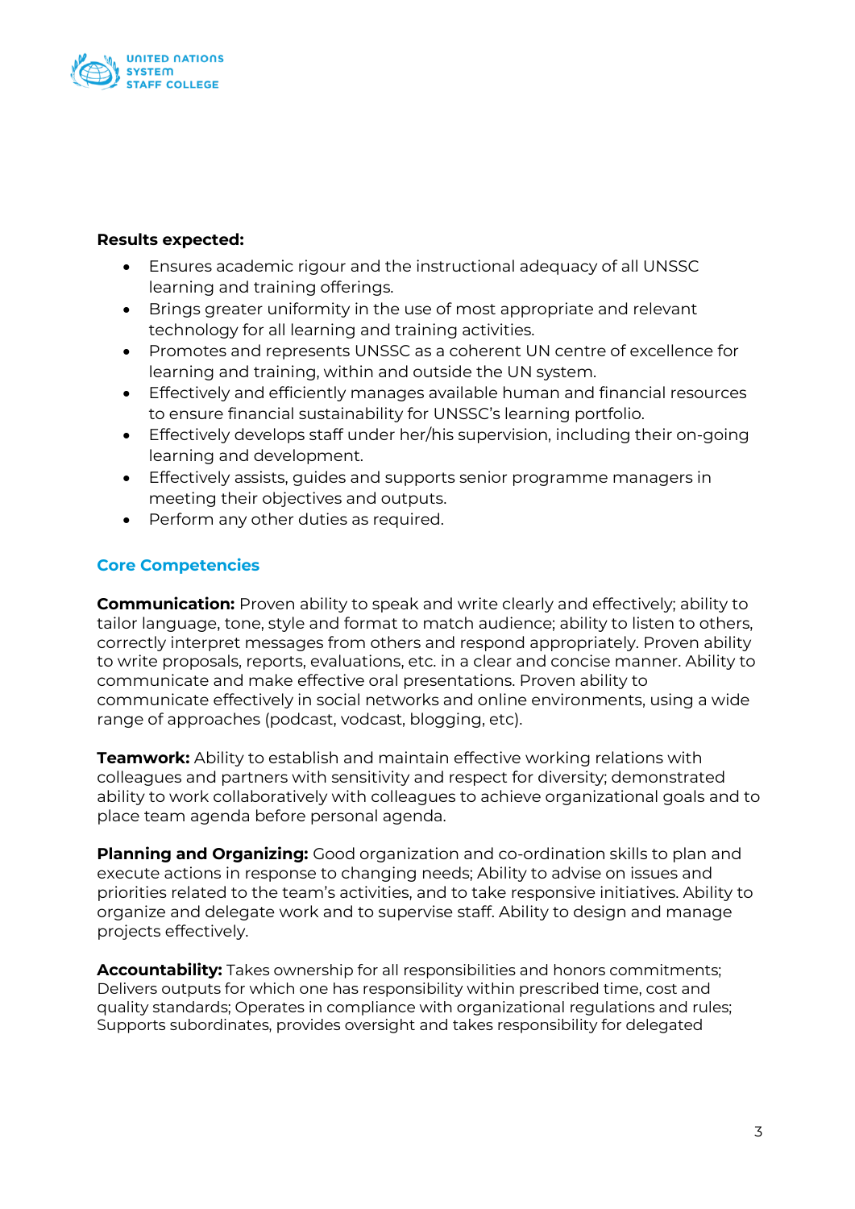**Results expected:**

- Ensures academic rigour and the instructional adequacy of all UNSSC learning and training offerings.
- Brings greater uniformity in the use of most appropriate and relevant technology for all learning and training activities.
- Promotes and represents UNSSC as a coherent UN centre of excellence for learning and training, within and outside the UN system.
- Effectively and efficiently manages available human and financial resources to ensure financial sustainability for UNSSC's learning portfolio.
- Effectively develops staff under her/his supervision, including their on-going learning and development.
- Effectively assists, guides and supports senior programme managers in meeting their objectives and outputs.
- Perform any other duties as required.

## Core Competencies

**Communication:** Proven ability to speak and write clearly and effectively; ability to tailor language, tone, style and format to match audience; ability to listen to others, correctly interpret messages from others and respond appropriately. Proven ability to write proposals, reports, evaluations, etc. in a clear and concise manner. Ability to communicate and make effective oral presentations. Proven ability to communicate effectively in social networks and online environments, using a wide range of approaches (podcast, vodcast, blogging, etc).

**Teamwork:** Ability to establish and maintain effective working relations with colleagues and partners with sensitivity and respect for diversity; demonstrated ability to work collaboratively with colleagues to achieve organizational goals and to place team agenda before personal agenda.

**Planning and Organizing:** Good organization and co-ordination skills to plan and execute actions in response to changing needs; Ability to advise on issues and priorities related to the team's activities, and to take responsive initiatives. Ability to organize and delegate work and to supervise staff. Ability to design and manage projects effectively.

**Accountability:** Takes ownership for all responsibilities and honors commitments; Delivers outputs for which one has responsibility within prescribed time, cost and quality standards; Operates in compliance with organizational regulations and rules; Supports subordinates, provides oversight and takes responsibility for delegated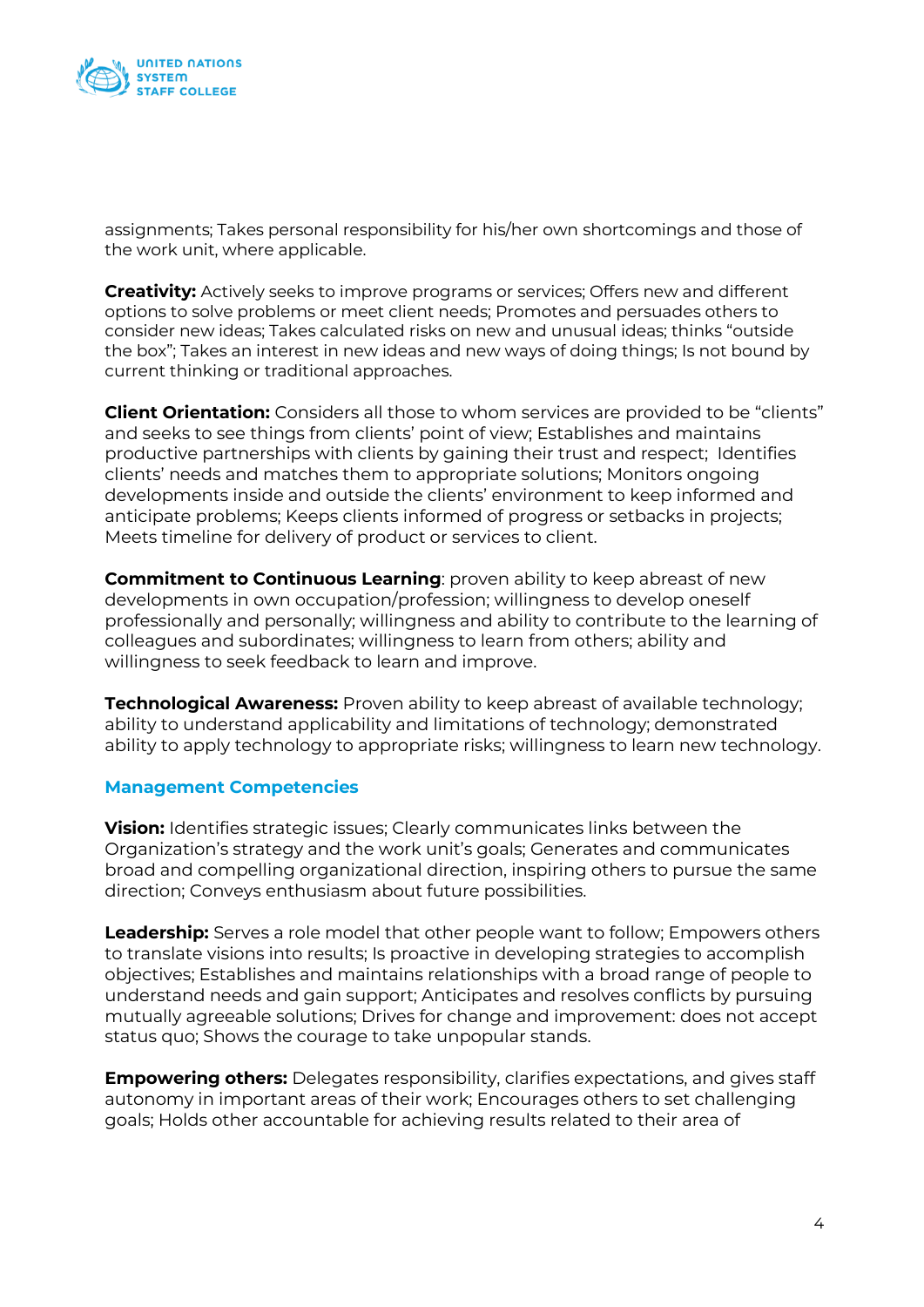assignments; Takes personal responsibility for his/her own shortcomings and those of the work unit, where applicable.

**Creativity:** Actively seeks to improve programs or services; Offers new and different options to solve problems or meet client needs; Promotes and persuades others to consider new ideas; Takes calculated risks on new and unusual ideas; thinks "outside the box"; Takes an interest in new ideas and new ways of doing things; Is not bound by current thinking or traditional approaches.

**Client Orientation:** Considers all those to whom services are provided to be "clients" and seeks to see things from clients' point of view; Establishes and maintains productive partnerships with clients by gaining their trust and respect; Identifies clients' needs and matches them to appropriate solutions; Monitors ongoing developments inside and outside the clients' environment to keep informed and anticipate problems; Keeps clients informed of progress or setbacks in projects; Meets timeline for delivery of product or services to client.

**Commitment to Continuous Learning**: proven ability to keep abreast of new developments in own occupation/profession; willingness to develop oneself professionally and personally; willingness and ability to contribute to the learning of colleagues and subordinates; willingness to learn from others; ability and willingness to seek feedback to learn and improve.

**Technological Awareness:** Proven ability to keep abreast of available technology; ability to understand applicability and limitations of technology; demonstrated ability to apply technology to appropriate risks; willingness to learn new technology.

## Management Competencies

**Vision:** Identifies strategic issues; Clearly communicates links between the Organization's strategy and the work unit's goals; Generates and communicates broad and compelling organizational direction, inspiring others to pursue the same direction; Conveys enthusiasm about future possibilities.

**Leadership:** Serves a role model that other people want to follow; Empowers others to translate visions into results; Is proactive in developing strategies to accomplish objectives; Establishes and maintains relationships with a broad range of people to understand needs and gain support; Anticipates and resolves conflicts by pursuing mutually agreeable solutions; Drives for change and improvement: does not accept status quo; Shows the courage to take unpopular stands.

**Empowering others:** Delegates responsibility, clarifies expectations, and gives staff autonomy in important areas of their work; Encourages others to set challenging goals; Holds other accountable for achieving results related to their area of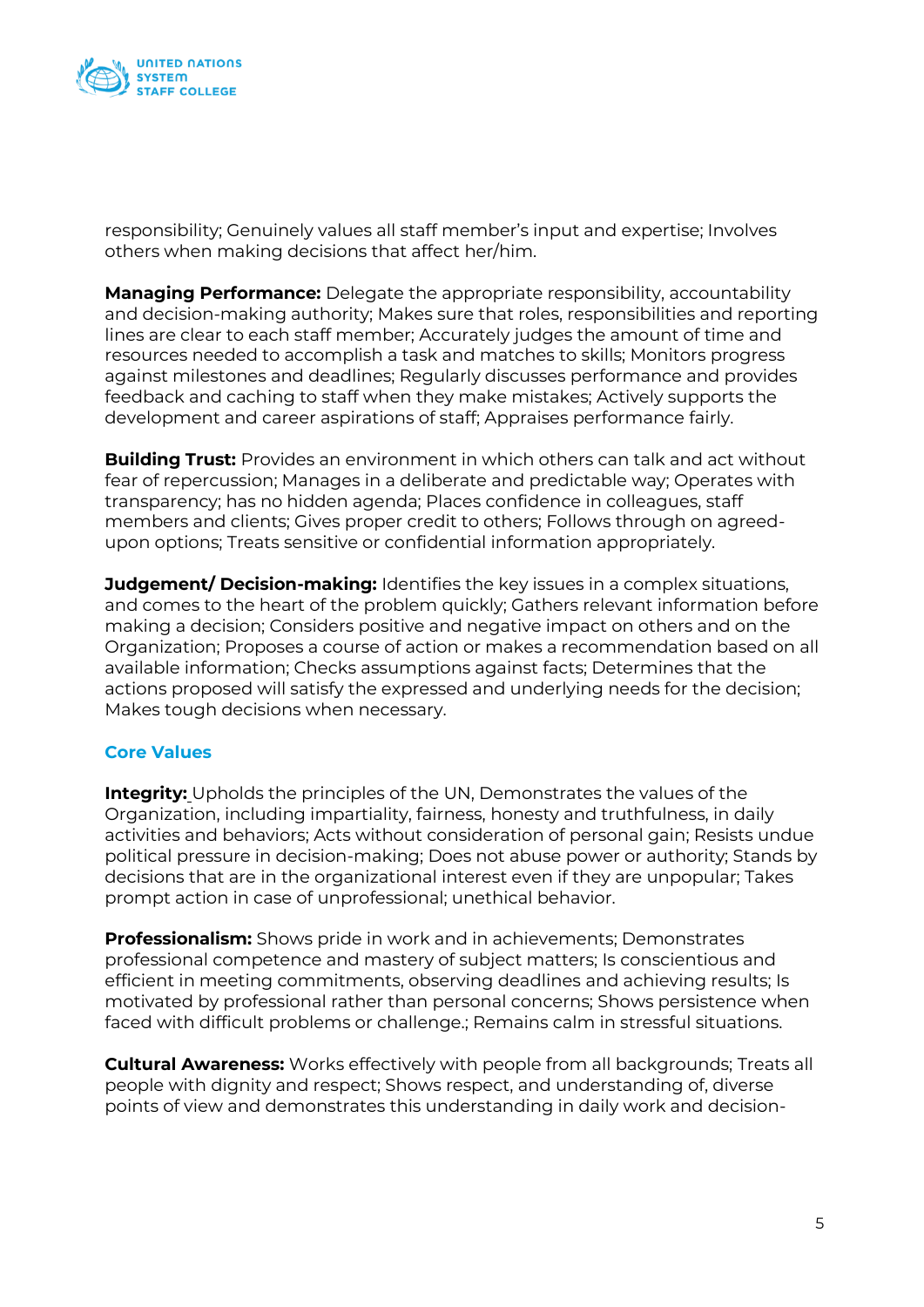responsibility; Genuinely values all staff member's input and expertise; Involves others when making decisions that affect her/him.

**Managing Performance:** Delegate the appropriate responsibility, accountability and decision-making authority; Makes sure that roles, responsibilities and reporting lines are clear to each staff member; Accurately judges the amount of time and resources needed to accomplish a task and matches to skills; Monitors progress against milestones and deadlines; Regularly discusses performance and provides feedback and caching to staff when they make mistakes; Actively supports the development and career aspirations of staff; Appraises performance fairly.

**Building Trust:** Provides an environment in which others can talk and act without fear of repercussion; Manages in a deliberate and predictable way; Operates with transparency; has no hidden agenda; Places confidence in colleagues, staff members and clients; Gives proper credit to others; Follows through on agreed-upon options; Treats sensitive or confidential information appropriately.

**Judgement/ Decision-making:** Identifies the key issues in a complex situations, and comes to the heart of the problem quickly; Gathers relevant information before making a decision; Considers positive and negative impact on others and on the Organization; Proposes a course of action or makes a recommendation based on all available information; Checks assumptions against facts; Determines that the actions proposed will satisfy the expressed and underlying needs for the decision; Makes tough decisions when necessary.

## Core Values

**Integrity:** Upholds the principles of the UN, Demonstrates the values of the Organization, including impartiality, fairness, honesty and truthfulness, in daily activities and behaviors; Acts without consideration of personal gain; Resists undue political pressure in decision-making; Does not abuse power or authority; Stands by decisions that are in the organizational interest even if they are unpopular; Takes prompt action in case of unprofessional; unethical behavior.

**Professionalism:** Shows pride in work and in achievements; Demonstrates professional competence and mastery of subject matters; Is conscientious and efficient in meeting commitments, observing deadlines and achieving results; Is motivated by professional rather than personal concerns; Shows persistence when faced with difficult problems or challenge.; Remains calm in stressful situations.

**Cultural Awareness:** Works effectively with people from all backgrounds; Treats all people with dignity and respect; Shows respect, and understanding of, diverse points of view and demonstrates this understanding in daily work and decision-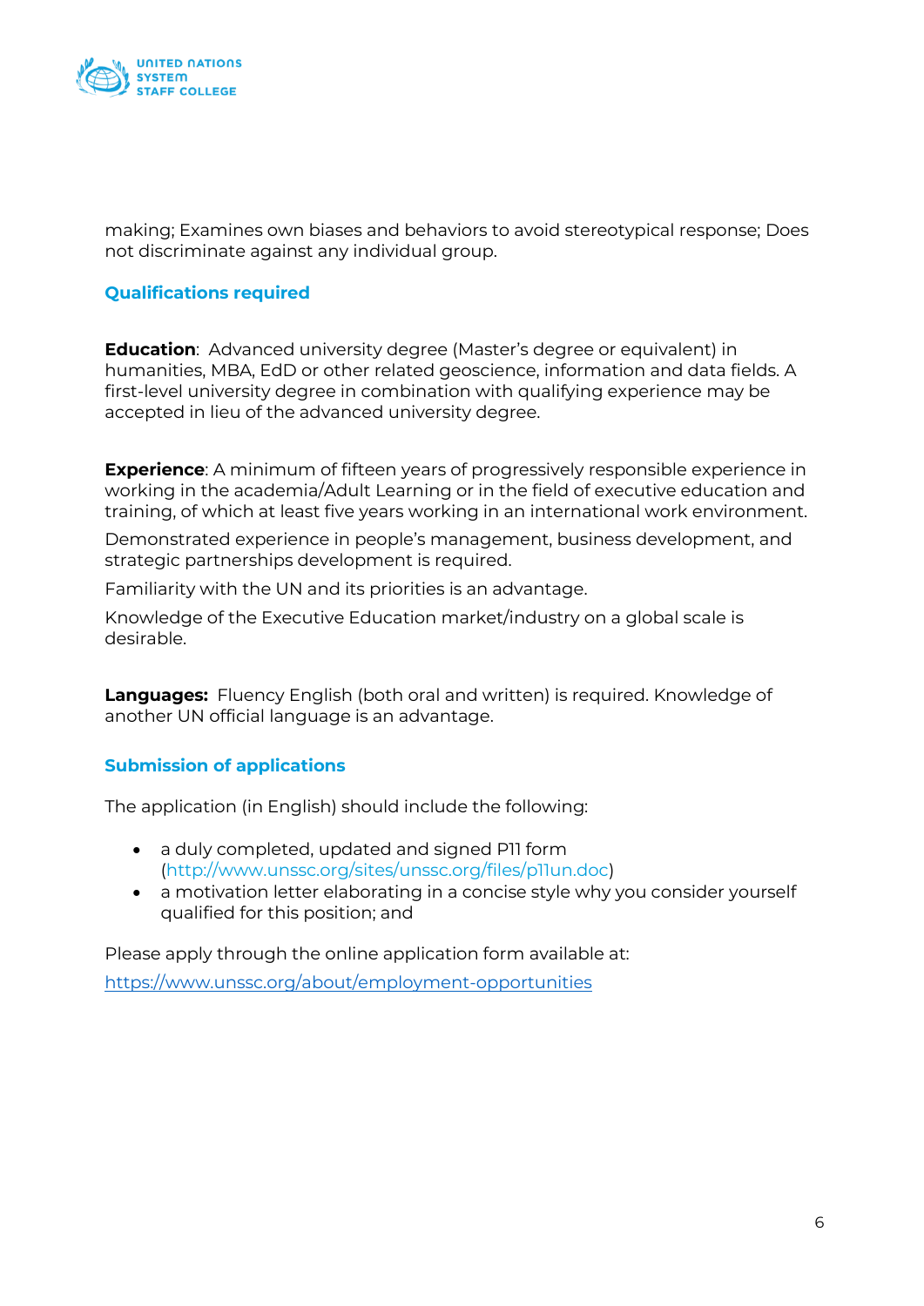making; Examines own biases and behaviors to avoid stereotypical response; Does not discriminate against any individual group.

## Qualifications required

**Education**: Advanced university degree (Master's degree or equivalent) in humanities, MBA, EdD or other related geoscience, information and data fields. A first-level university degree in combination with qualifying experience may be accepted in lieu of the advanced university degree.

**Experience**: A minimum of fifteen years of progressively responsible experience in working in the academia/Adult Learning or in the field of executive education and training, of which at least five years working in an international work environment.

Demonstrated experience in people's management, business development, and strategic partnerships development is required.

Familiarity with the UN and its priorities is an advantage.

Knowledge of the Executive Education market/industry on a global scale is desirable.

**Languages:** Fluency English (both oral and written) is required. Knowledge of another UN official language is an advantage.

## Submission of applications

The application (in English) should include the following:

- a duly completed, updated and signed P11 form (http://www.unssc.org/sites/unssc.org/files/p11un.doc)
- a motivation letter elaborating in a concise style why you consider yourself qualified for this position; and

Please apply through the online application form available at:

https://www.unssc.org/about/employment-opportunities